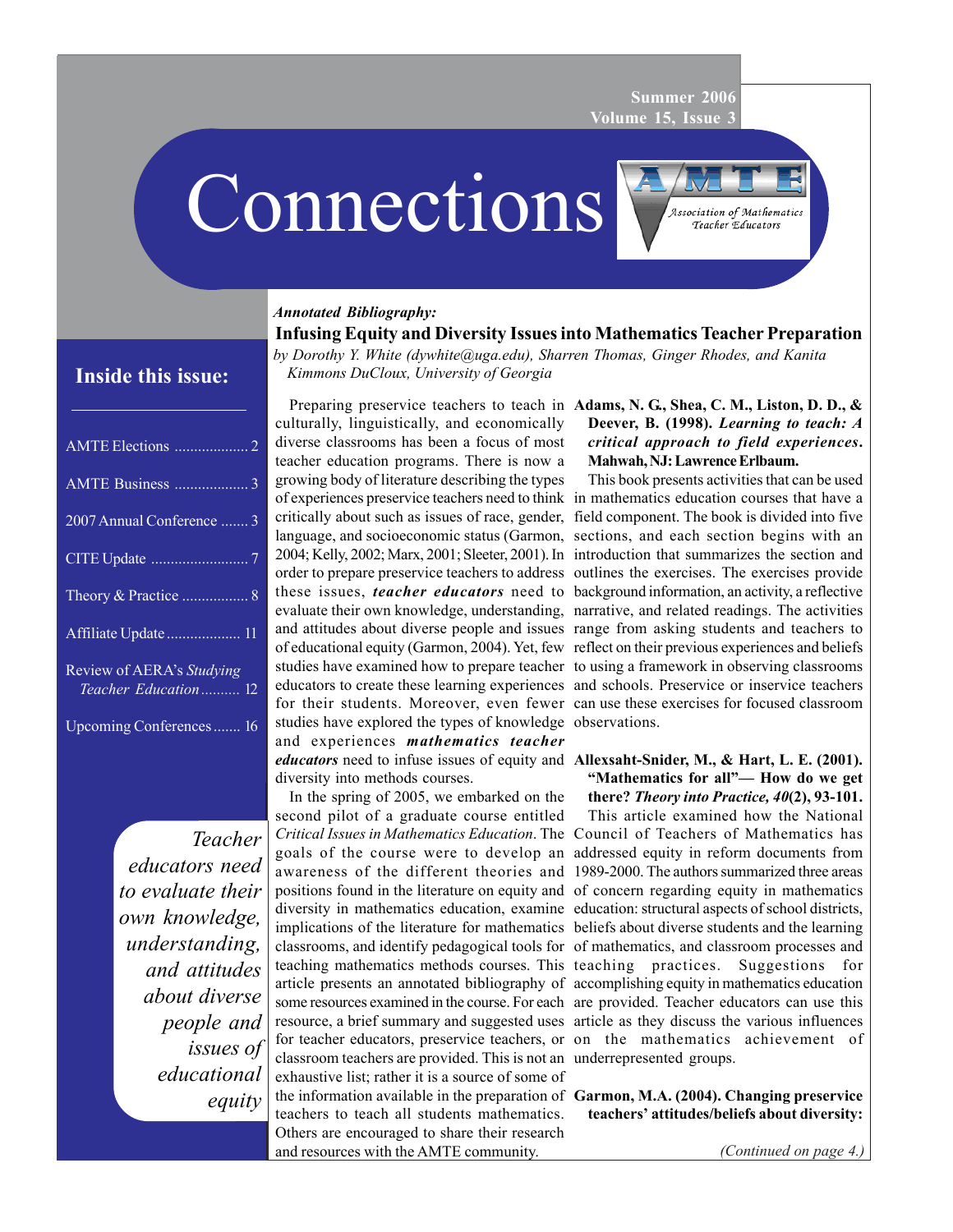# Connections

Summer 2006
Volume 15, Issue 3

Association of Mathematics Teacher Educators

## Inside this issue:

- AMTE Elections ... 2
- AMTE Business ... 3
- 2007 Annual Conference ... 3
- CITE Update ... 7
- Theory & Practice ... 8
- Affiliate Update ... 11
- Review of AERA's *Studying Teacher Education* ... 12
- Upcoming Conferences ... 16

*Teacher educators need to evaluate their own knowledge, understanding, and attitudes about diverse people and issues of educational equity*

***Annotated Bibliography:***

## Infusing Equity and Diversity Issues into Mathematics Teacher Preparation

*by Dorothy Y. White (dywhite@uga.edu), Sharren Thomas, Ginger Rhodes, and Kanita Kimmons DuCloux, University of Georgia*

Preparing preservice teachers to teach in culturally, linguistically, and economically diverse classrooms has been a focus of most teacher education programs. There is now a growing body of literature describing the types of experiences preservice teachers need to think critically about such as issues of race, gender, language, and socioeconomic status (Garmon, 2004; Kelly, 2002; Marx, 2001; Sleeter, 2001). In order to prepare preservice teachers to address these issues, ***teacher educators*** need to evaluate their own knowledge, understanding, and attitudes about diverse people and issues of educational equity (Garmon, 2004). Yet, few studies have examined how to prepare teacher educators to create these learning experiences for their students. Moreover, even fewer studies have explored the types of knowledge and experiences ***mathematics teacher educators*** need to infuse issues of equity and diversity into methods courses.

In the spring of 2005, we embarked on the second pilot of a graduate course entitled *Critical Issues in Mathematics Education*. The goals of the course were to develop an awareness of the different theories and positions found in the literature on equity and diversity in mathematics education, examine implications of the literature for mathematics classrooms, and identify pedagogical tools for teaching mathematics methods courses. This article presents an annotated bibliography of some resources examined in the course. For each resource, a brief summary and suggested uses for teacher educators, preservice teachers, or classroom teachers are provided. This is not an exhaustive list; rather it is a source of some of the information available in the preparation of teachers to teach all students mathematics. Others are encouraged to share their research and resources with the AMTE community.

**Adams, N. G., Shea, C. M., Liston, D. D., & Deever, B. (1998). *Learning to teach: A critical approach to field experiences*. Mahwah, NJ: Lawrence Erlbaum.**

This book presents activities that can be used in mathematics education courses that have a field component. The book is divided into five sections, and each section begins with an introduction that summarizes the section and outlines the exercises. The exercises provide background information, an activity, a reflective narrative, and related readings. The activities range from asking students and teachers to reflect on their previous experiences and beliefs to using a framework in observing classrooms and schools. Preservice or inservice teachers can use these exercises for focused classroom observations.

**Allexsaht-Snider, M., & Hart, L. E. (2001). "Mathematics for all"— How do we get there? *Theory into Practice, 40*(2), 93-101.**

This article examined how the National Council of Teachers of Mathematics has addressed equity in reform documents from 1989-2000. The authors summarized three areas of concern regarding equity in mathematics education: structural aspects of school districts, beliefs about diverse students and the learning of mathematics, and classroom processes and teaching practices. Suggestions for accomplishing equity in mathematics education are provided. Teacher educators can use this article as they discuss the various influences on the mathematics achievement of underrepresented groups.

**Garmon, M.A. (2004). Changing preservice teachers' attitudes/beliefs about diversity:**

*(Continued on page 4.)*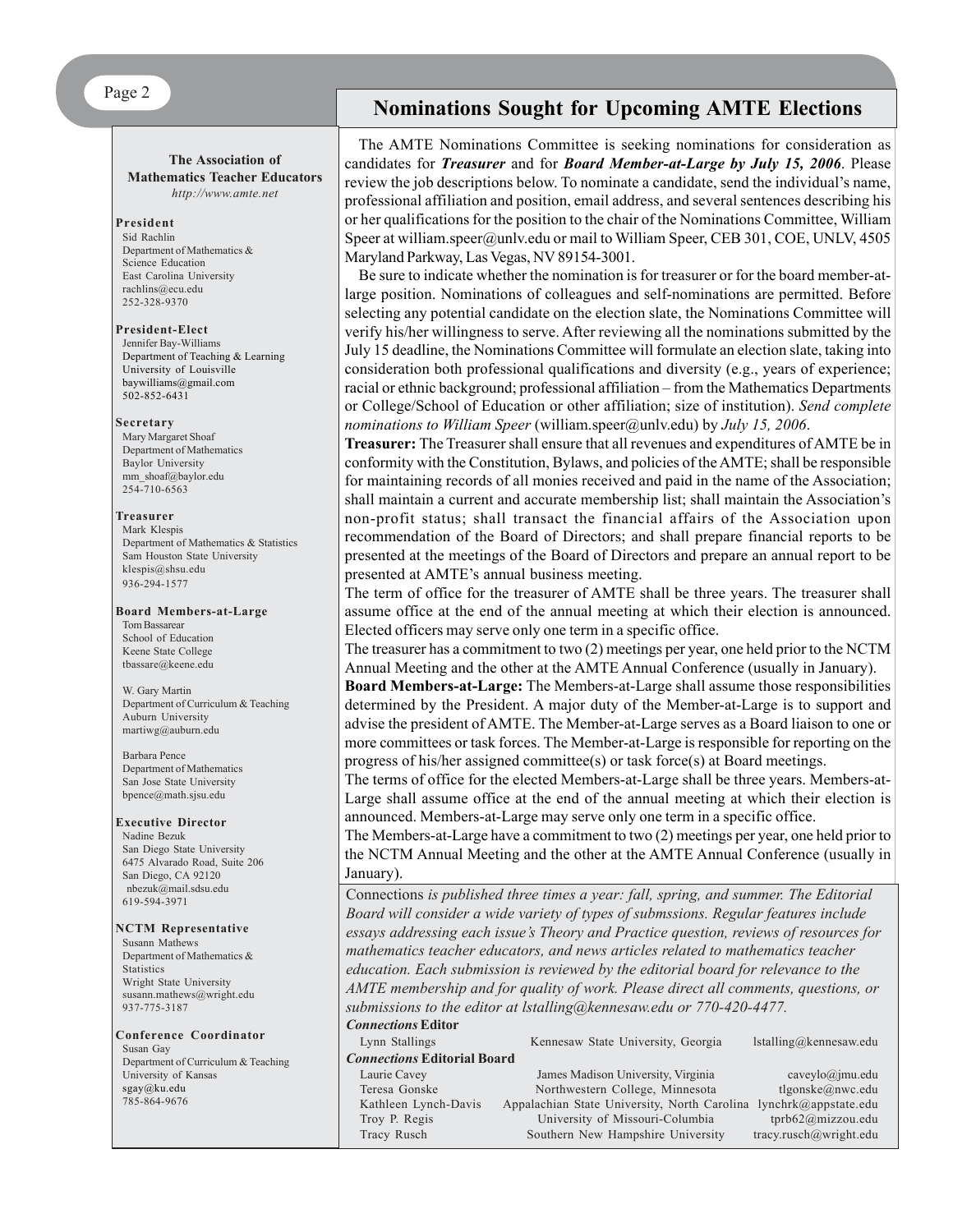## Nominations Sought for Upcoming AMTE Elections

The AMTE Nominations Committee is seeking nominations for consideration as candidates for ***Treasurer*** and for ***Board Member-at-Large by July 15, 2006***. Please review the job descriptions below. To nominate a candidate, send the individual's name, professional affiliation and position, email address, and several sentences describing his or her qualifications for the position to the chair of the Nominations Committee, William Speer at william.speer@unlv.edu or mail to William Speer, CEB 301, COE, UNLV, 4505 Maryland Parkway, Las Vegas, NV 89154-3001.

Be sure to indicate whether the nomination is for treasurer or for the board member-at-large position. Nominations of colleagues and self-nominations are permitted. Before selecting any potential candidate on the election slate, the Nominations Committee will verify his/her willingness to serve. After reviewing all the nominations submitted by the July 15 deadline, the Nominations Committee will formulate an election slate, taking into consideration both professional qualifications and diversity (e.g., years of experience; racial or ethnic background; professional affiliation – from the Mathematics Departments or College/School of Education or other affiliation; size of institution). *Send complete nominations to William Speer* (william.speer@unlv.edu) by *July 15, 2006*.

**Treasurer:** The Treasurer shall ensure that all revenues and expenditures of AMTE be in conformity with the Constitution, Bylaws, and policies of the AMTE; shall be responsible for maintaining records of all monies received and paid in the name of the Association; shall maintain a current and accurate membership list; shall maintain the Association's non-profit status; shall transact the financial affairs of the Association upon recommendation of the Board of Directors; and shall prepare financial reports to be presented at the meetings of the Board of Directors and prepare an annual report to be presented at AMTE's annual business meeting.

The term of office for the treasurer of AMTE shall be three years. The treasurer shall assume office at the end of the annual meeting at which their election is announced. Elected officers may serve only one term in a specific office.

The treasurer has a commitment to two (2) meetings per year, one held prior to the NCTM Annual Meeting and the other at the AMTE Annual Conference (usually in January).

**Board Members-at-Large:** The Members-at-Large shall assume those responsibilities determined by the President. A major duty of the Member-at-Large is to support and advise the president of AMTE. The Member-at-Large serves as a Board liaison to one or more committees or task forces. The Member-at-Large is responsible for reporting on the progress of his/her assigned committee(s) or task force(s) at Board meetings.

The terms of office for the elected Members-at-Large shall be three years. Members-at-Large shall assume office at the end of the annual meeting at which their election is announced. Members-at-Large may serve only one term in a specific office.

The Members-at-Large have a commitment to two (2) meetings per year, one held prior to the NCTM Annual Meeting and the other at the AMTE Annual Conference (usually in January).

Connections *is published three times a year: fall, spring, and summer. The Editorial Board will consider a wide variety of types of submssions. Regular features include essays addressing each issue's Theory and Practice question, reviews of resources for mathematics teacher educators, and news articles related to mathematics teacher education. Each submission is reviewed by the editorial board for relevance to the AMTE membership and for quality of work. Please direct all comments, questions, or submissions to the editor at lstalling@kennesaw.edu or 770-420-4477.*

***Connections* Editor**

| | | |
|---|---|---|
| Lynn Stallings | Kennesaw State University, Georgia | lstalling@kennesaw.edu |

***Connections* Editorial Board**

| | | |
|---|---|---|
| Laurie Cavey | James Madison University, Virginia | caveylo@jmu.edu |
| Teresa Gonske | Northwestern College, Minnesota | tlgonske@nwc.edu |
| Kathleen Lynch-Davis | Appalachian State University, North Carolina | lynchrk@appstate.edu |
| Troy P. Regis | University of Missouri-Columbia | tprb62@mizzou.edu |
| Tracy Rusch | Southern New Hampshire University | tracy.rusch@wright.edu |

---

**The Association of Mathematics Teacher Educators**
*http://www.amte.net*

**President**
Sid Rachlin
Department of Mathematics & Science Education
East Carolina University
rachlins@ecu.edu
252-328-9370

**President-Elect**
Jennifer Bay-Williams
Department of Teaching & Learning
University of Louisville
baywilliams@gmail.com
502-852-6431

**Secretary**
Mary Margaret Shoaf
Department of Mathematics
Baylor University
mm_shoaf@baylor.edu
254-710-6563

**Treasurer**
Mark Klespis
Department of Mathematics & Statistics
Sam Houston State University
klespis@shsu.edu
936-294-1577

**Board Members-at-Large**
Tom Bassarear
School of Education
Keene State College
tbassare@keene.edu

W. Gary Martin
Department of Curriculum & Teaching
Auburn University
martiwg@auburn.edu

Barbara Pence
Department of Mathematics
San Jose State University
bpence@math.sjsu.edu

**Executive Director**
Nadine Bezuk
San Diego State University
6475 Alvarado Road, Suite 206
San Diego, CA 92120
nbezuk@mail.sdsu.edu
619-594-3971

**NCTM Representative**
Susann Mathews
Department of Mathematics & Statistics
Wright State University
susann.mathews@wright.edu
937-775-3187

**Conference Coordinator**
Susan Gay
Department of Curriculum & Teaching
University of Kansas
sgay@ku.edu
785-864-9676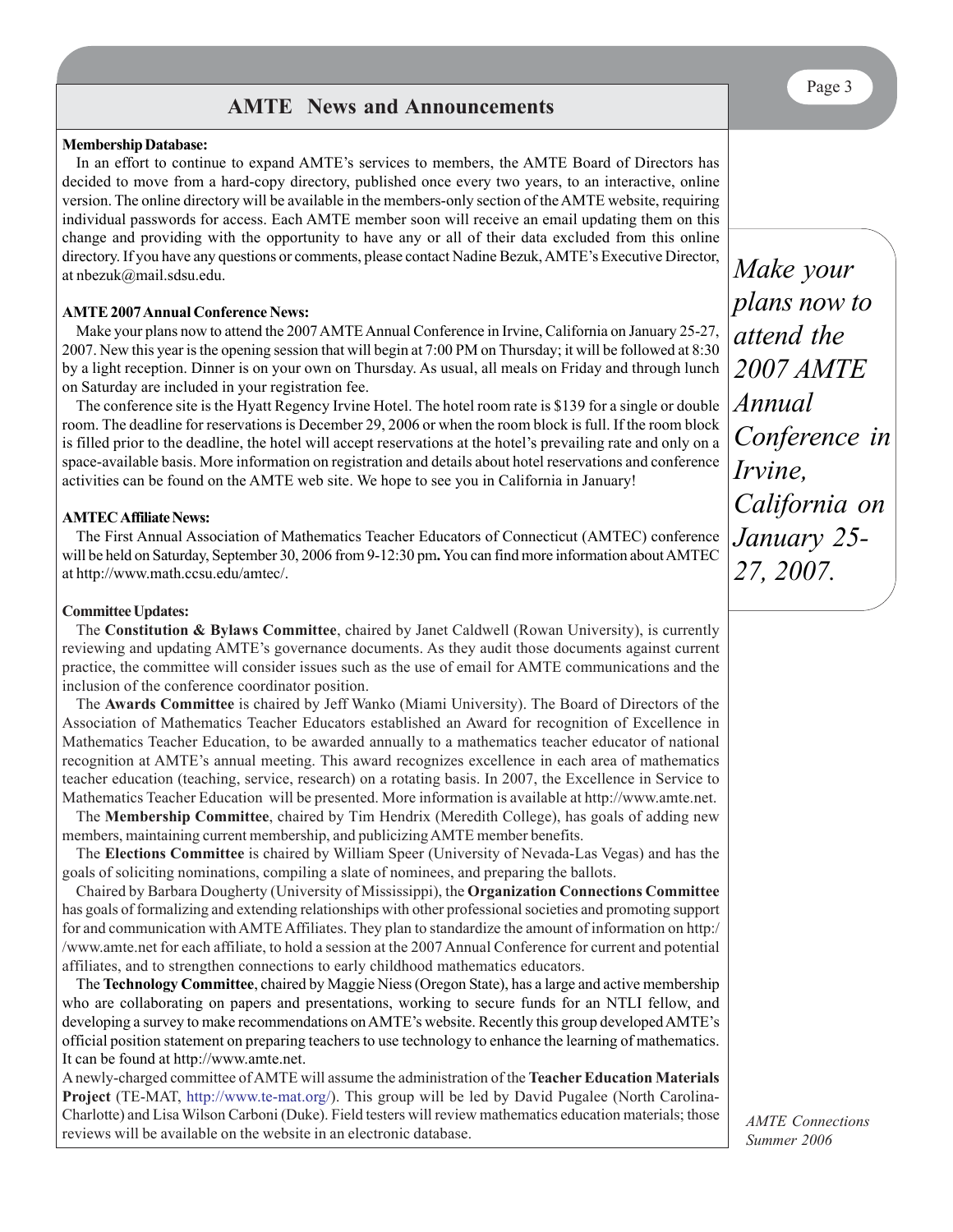## AMTE News and Announcements

**Membership Database:**

In an effort to continue to expand AMTE's services to members, the AMTE Board of Directors has decided to move from a hard-copy directory, published once every two years, to an interactive, online version. The online directory will be available in the members-only section of the AMTE website, requiring individual passwords for access. Each AMTE member soon will receive an email updating them on this change and providing with the opportunity to have any or all of their data excluded from this online directory. If you have any questions or comments, please contact Nadine Bezuk, AMTE's Executive Director, at nbezuk@mail.sdsu.edu.

**AMTE 2007 Annual Conference News:**

Make your plans now to attend the 2007 AMTE Annual Conference in Irvine, California on January 25-27, 2007. New this year is the opening session that will begin at 7:00 PM on Thursday; it will be followed at 8:30 by a light reception. Dinner is on your own on Thursday. As usual, all meals on Friday and through lunch on Saturday are included in your registration fee.

The conference site is the Hyatt Regency Irvine Hotel. The hotel room rate is $139 for a single or double room. The deadline for reservations is December 29, 2006 or when the room block is full. If the room block is filled prior to the deadline, the hotel will accept reservations at the hotel's prevailing rate and only on a space-available basis. More information on registration and details about hotel reservations and conference activities can be found on the AMTE web site. We hope to see you in California in January!

*Make your plans now to attend the 2007 AMTE Annual Conference in Irvine, California on January 25-27, 2007.*

**AMTEC Affiliate News:**

The First Annual Association of Mathematics Teacher Educators of Connecticut (AMTEC) conference will be held on Saturday, September 30, 2006 from 9-12:30 pm**.** You can find more information about AMTEC at http://www.math.ccsu.edu/amtec/.

**Committee Updates:**

The **Constitution & Bylaws Committee**, chaired by Janet Caldwell (Rowan University), is currently reviewing and updating AMTE's governance documents. As they audit those documents against current practice, the committee will consider issues such as the use of email for AMTE communications and the inclusion of the conference coordinator position.

The **Awards Committee** is chaired by Jeff Wanko (Miami University). The Board of Directors of the Association of Mathematics Teacher Educators established an Award for recognition of Excellence in Mathematics Teacher Education, to be awarded annually to a mathematics teacher educator of national recognition at AMTE's annual meeting. This award recognizes excellence in each area of mathematics teacher education (teaching, service, research) on a rotating basis. In 2007, the Excellence in Service to Mathematics Teacher Education will be presented. More information is available at http://www.amte.net.

The **Membership Committee**, chaired by Tim Hendrix (Meredith College), has goals of adding new members, maintaining current membership, and publicizing AMTE member benefits.

The **Elections Committee** is chaired by William Speer (University of Nevada-Las Vegas) and has the goals of soliciting nominations, compiling a slate of nominees, and preparing the ballots.

Chaired by Barbara Dougherty (University of Mississippi), the **Organization Connections Committee** has goals of formalizing and extending relationships with other professional societies and promoting support for and communication with AMTE Affiliates. They plan to standardize the amount of information on http://www.amte.net for each affiliate, to hold a session at the 2007 Annual Conference for current and potential affiliates, and to strengthen connections to early childhood mathematics educators.

The **Technology Committee**, chaired by Maggie Niess (Oregon State), has a large and active membership who are collaborating on papers and presentations, working to secure funds for an NTLI fellow, and developing a survey to make recommendations on AMTE's website. Recently this group developed AMTE's official position statement on preparing teachers to use technology to enhance the learning of mathematics. It can be found at http://www.amte.net.

A newly-charged committee of AMTE will assume the administration of the **Teacher Education Materials Project** (TE-MAT, http://www.te-mat.org/). This group will be led by David Pugalee (North Carolina-Charlotte) and Lisa Wilson Carboni (Duke). Field testers will review mathematics education materials; those reviews will be available on the website in an electronic database.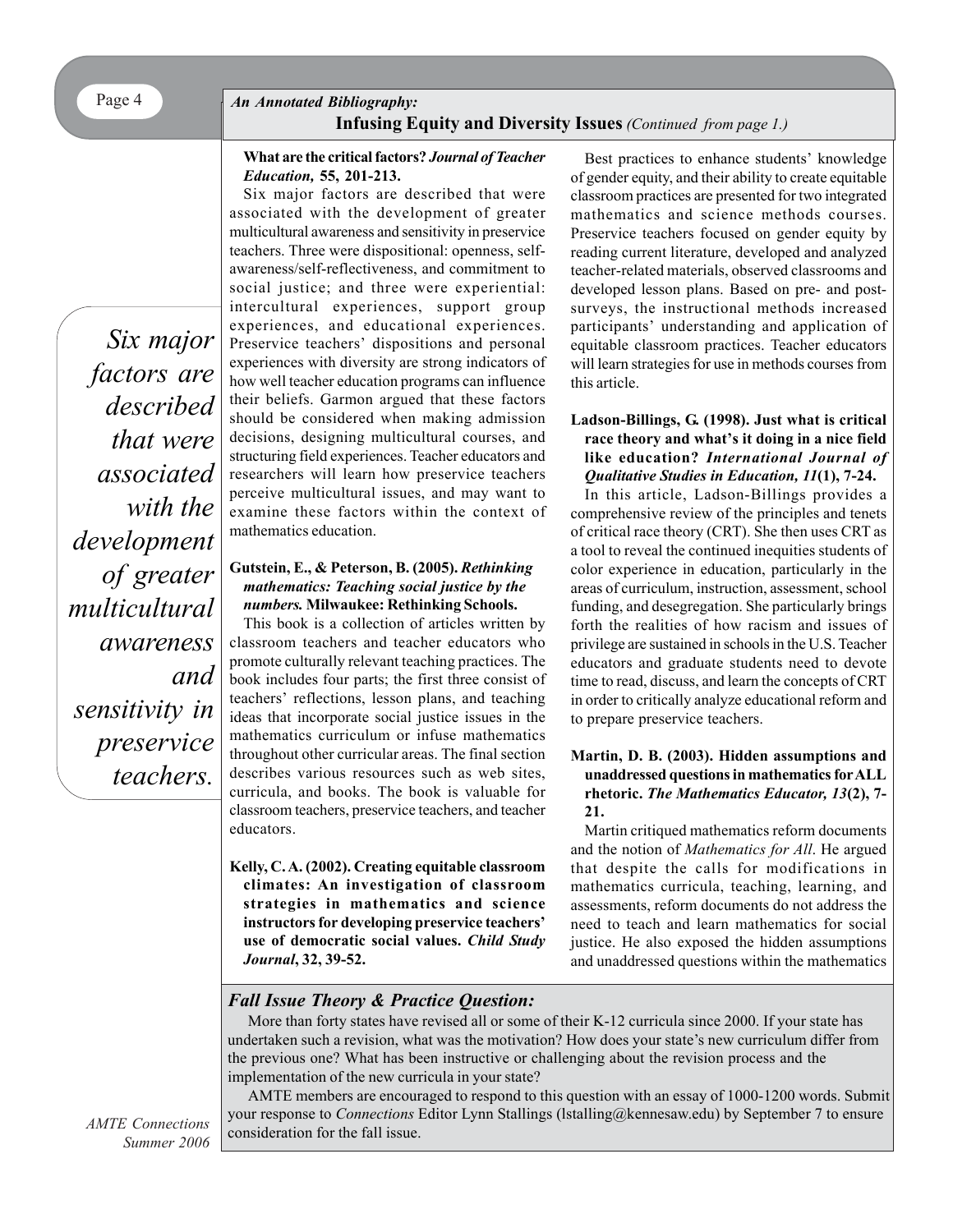## An Annotated Bibliography: Infusing Equity and Diversity Issues *(Continued from page 1.)*

**What are the critical factors?** ***Journal of Teacher Education,*** **55, 201-213.**

Six major factors are described that were associated with the development of greater multicultural awareness and sensitivity in preservice teachers. Three were dispositional: openness, self-awareness/self-reflectiveness, and commitment to social justice; and three were experiential: intercultural experiences, support group experiences, and educational experiences. Preservice teachers' dispositions and personal experiences with diversity are strong indicators of how well teacher education programs can influence their beliefs. Garmon argued that these factors should be considered when making admission decisions, designing multicultural courses, and structuring field experiences. Teacher educators and researchers will learn how preservice teachers perceive multicultural issues, and may want to examine these factors within the context of mathematics education.

> *Six major factors are described that were associated with the development of greater multicultural awareness and sensitivity in preservice teachers.*

**Gutstein, E., & Peterson, B. (2005).** ***Rethinking mathematics: Teaching social justice by the numbers.*** **Milwaukee: Rethinking Schools.**

This book is a collection of articles written by classroom teachers and teacher educators who promote culturally relevant teaching practices. The book includes four parts; the first three consist of teachers' reflections, lesson plans, and teaching ideas that incorporate social justice issues in the mathematics curriculum or infuse mathematics throughout other curricular areas. The final section describes various resources such as web sites, curricula, and books. The book is valuable for classroom teachers, preservice teachers, and teacher educators.

**Kelly, C. A. (2002). Creating equitable classroom climates: An investigation of classroom strategies in mathematics and science instructors for developing preservice teachers' use of democratic social values.** ***Child Study Journal*****, 32, 39-52.**

Best practices to enhance students' knowledge of gender equity, and their ability to create equitable classroom practices are presented for two integrated mathematics and science methods courses. Preservice teachers focused on gender equity by reading current literature, developed and analyzed teacher-related materials, observed classrooms and developed lesson plans. Based on pre- and post-surveys, the instructional methods increased participants' understanding and application of equitable classroom practices. Teacher educators will learn strategies for use in methods courses from this article.

**Ladson-Billings, G. (1998). Just what is critical race theory and what's it doing in a nice field like education?** ***International Journal of Qualitative Studies in Education, 11*****(1), 7-24.**

In this article, Ladson-Billings provides a comprehensive review of the principles and tenets of critical race theory (CRT). She then uses CRT as a tool to reveal the continued inequities students of color experience in education, particularly in the areas of curriculum, instruction, assessment, school funding, and desegregation. She particularly brings forth the realities of how racism and issues of privilege are sustained in schools in the U.S. Teacher educators and graduate students need to devote time to read, discuss, and learn the concepts of CRT in order to critically analyze educational reform and to prepare preservice teachers.

**Martin, D. B. (2003). Hidden assumptions and unaddressed questions in mathematics for ALL rhetoric.** ***The Mathematics Educator, 13*****(2), 7-21.**

Martin critiqued mathematics reform documents and the notion of *Mathematics for All*. He argued that despite the calls for modifications in mathematics curricula, teaching, learning, and assessments, reform documents do not address the need to teach and learn mathematics for social justice. He also exposed the hidden assumptions and unaddressed questions within the mathematics

### *Fall Issue Theory & Practice Question:*

More than forty states have revised all or some of their K-12 curricula since 2000. If your state has undertaken such a revision, what was the motivation? How does your state's new curriculum differ from the previous one? What has been instructive or challenging about the revision process and the implementation of the new curricula in your state?

AMTE members are encouraged to respond to this question with an essay of 1000-1200 words. Submit your response to *Connections* Editor Lynn Stallings (lstalling@kennesaw.edu) by September 7 to ensure consideration for the fall issue.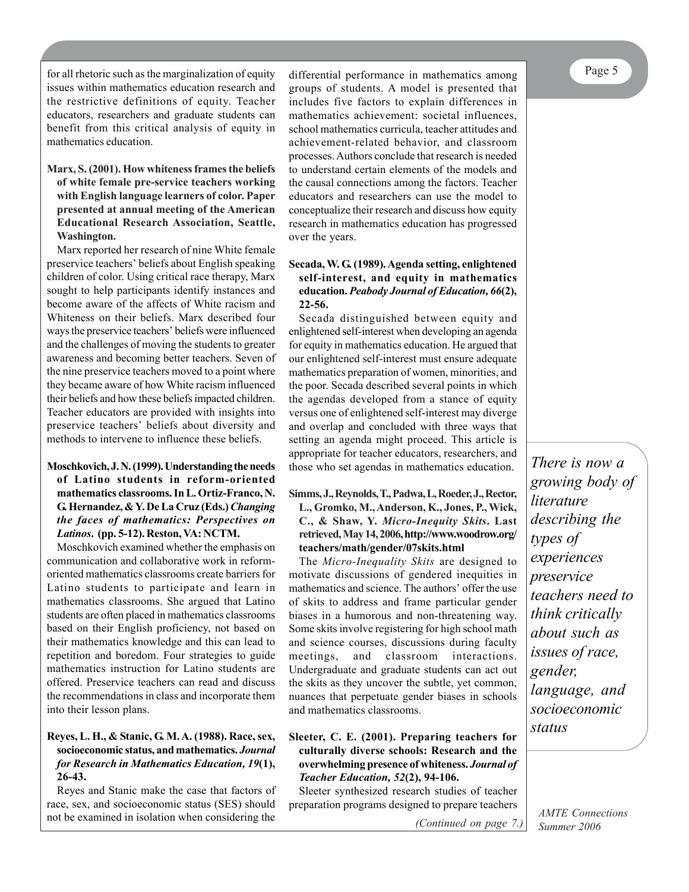for all rhetoric such as the marginalization of equity issues within mathematics education research and the restrictive definitions of equity. Teacher educators, researchers and graduate students can benefit from this critical analysis of equity in mathematics education.

**Marx, S. (2001). How whiteness frames the beliefs of white female pre-service teachers working with English language learners of color. Paper presented at annual meeting of the American Educational Research Association, Seattle, Washington.**

Marx reported her research of nine White female preservice teachers' beliefs about English speaking children of color. Using critical race therapy, Marx sought to help participants identify instances and become aware of the affects of White racism and Whiteness on their beliefs. Marx described four ways the preservice teachers' beliefs were influenced and the challenges of moving the students to greater awareness and becoming better teachers. Seven of the nine preservice teachers moved to a point where they became aware of how White racism influenced their beliefs and how these beliefs impacted children. Teacher educators are provided with insights into preservice teachers' beliefs about diversity and methods to intervene to influence these beliefs.

**Moschkovich, J. N. (1999). Understanding the needs of Latino students in reform-oriented mathematics classrooms. In L. Ortiz-Franco, N. G. Hernandez, & Y. De La Cruz (Eds.) *Changing the faces of mathematics: Perspectives on Latinos*. (pp. 5-12). Reston, VA: NCTM.**

Moschkovich examined whether the emphasis on communication and collaborative work in reform-oriented mathematics classrooms create barriers for Latino students to participate and learn in mathematics classrooms. She argued that Latino students are often placed in mathematics classrooms based on their English proficiency, not based on their mathematics knowledge and this can lead to repetition and boredom. Four strategies to guide mathematics instruction for Latino students are offered. Preservice teachers can read and discuss the recommendations in class and incorporate them into their lesson plans.

**Reyes, L. H., & Stanic, G. M. A. (1988). Race, sex, socioeconomic status, and mathematics. *Journal for Research in Mathematics Education, 19*(1), 26-43.**

Reyes and Stanic make the case that factors of race, sex, and socioeconomic status (SES) should not be examined in isolation when considering the differential performance in mathematics among groups of students. A model is presented that includes five factors to explain differences in mathematics achievement: societal influences, school mathematics curricula, teacher attitudes and achievement-related behavior, and classroom processes. Authors conclude that research is needed to understand certain elements of the models and the causal connections among the factors. Teacher educators and researchers can use the model to conceptualize their research and discuss how equity research in mathematics education has progressed over the years.

**Secada, W. G. (1989). Agenda setting, enlightened self-interest, and equity in mathematics education. *Peabody Journal of Education, 66*(2), 22-56.**

Secada distinguished between equity and enlightened self-interest when developing an agenda for equity in mathematics education. He argued that our enlightened self-interest must ensure adequate mathematics preparation of women, minorities, and the poor. Secada described several points in which the agendas developed from a stance of equity versus one of enlightened self-interest may diverge and overlap and concluded with three ways that setting an agenda might proceed. This article is appropriate for teacher educators, researchers, and those who set agendas in mathematics education.

**Simms, J., Reynolds, T., Padwa, L, Roeder, J., Rector, L., Gromko, M., Anderson, K., Jones, P., Wick, C., & Shaw, Y. *Micro-Inequity Skits*. Last retrieved, May 14, 2006, http://www.woodrow.org/teachers/math/gender/07skits.html**

The *Micro-Inequality Skits* are designed to motivate discussions of gendered inequities in mathematics and science. The authors' offer the use of skits to address and frame particular gender biases in a humorous and non-threatening way. Some skits involve registering for high school math and science courses, discussions during faculty meetings, and classroom interactions. Undergraduate and graduate students can act out the skits as they uncover the subtle, yet common, nuances that perpetuate gender biases in schools and mathematics classrooms.

**Sleeter, C. E. (2001). Preparing teachers for culturally diverse schools: Research and the overwhelming presence of whiteness. *Journal of Teacher Education, 52*(2), 94-106.**

Sleeter synthesized research studies of teacher preparation programs designed to prepare teachers

*(Continued on page 7.)*

*There is now a growing body of literature describing the types of experiences preservice teachers need to think critically about such as issues of race, gender, language, and socioeconomic status*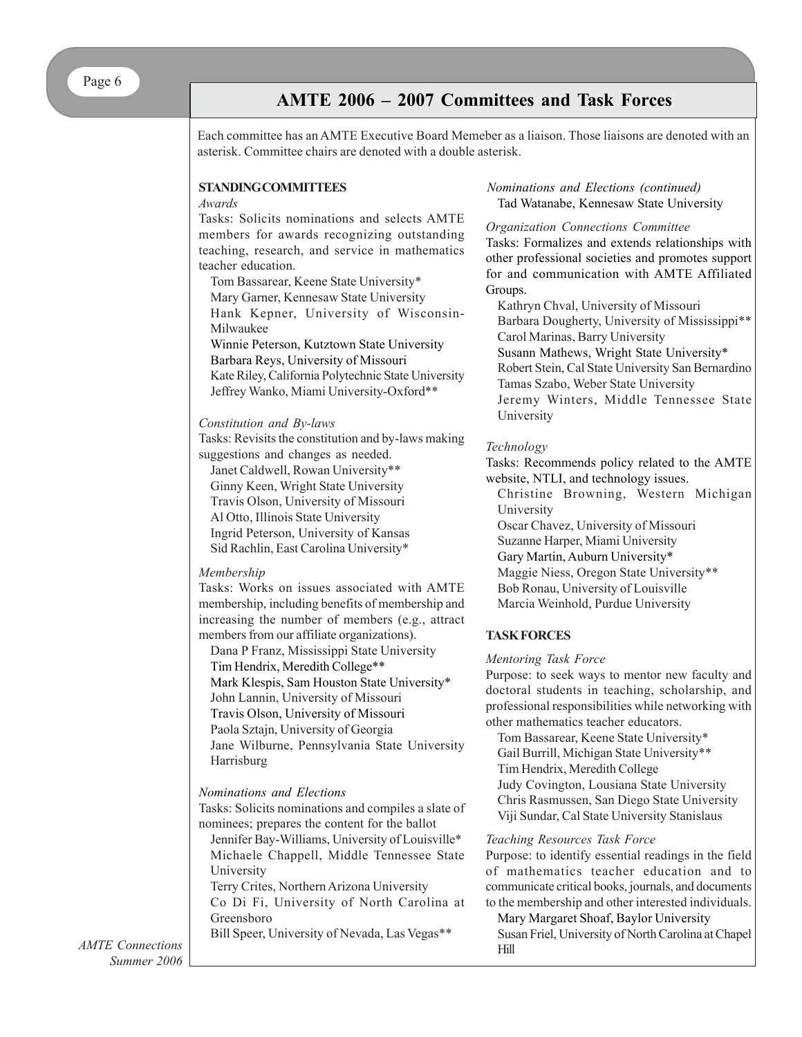# AMTE 2006 – 2007 Committees and Task Forces

Each committee has an AMTE Executive Board Memeber as a liaison. Those liaisons are denoted with an asterisk. Committee chairs are denoted with a double asterisk.

## STANDING COMMITTEES

### *Awards*

Tasks: Solicits nominations and selects AMTE members for awards recognizing outstanding teaching, research, and service in mathematics teacher education.

- Tom Bassarear, Keene State University*
- Mary Garner, Kennesaw State University
- Hank Kepner, University of Wisconsin-Milwaukee
- Winnie Peterson, Kutztown State University
- Barbara Reys, University of Missouri
- Kate Riley, California Polytechnic State University
- Jeffrey Wanko, Miami University-Oxford**

### *Constitution and By-laws*

Tasks: Revisits the constitution and by-laws making suggestions and changes as needed.

- Janet Caldwell, Rowan University**
- Ginny Keen, Wright State University
- Travis Olson, University of Missouri
- Al Otto, Illinois State University
- Ingrid Peterson, University of Kansas
- Sid Rachlin, East Carolina University*

### *Membership*

Tasks: Works on issues associated with AMTE membership, including benefits of membership and increasing the number of members (e.g., attract members from our affiliate organizations).

- Dana P Franz, Mississippi State University
- Tim Hendrix, Meredith College**
- Mark Klespis, Sam Houston State University*
- John Lannin, University of Missouri
- Travis Olson, University of Missouri
- Paola Sztajn, University of Georgia
- Jane Wilburne, Pennsylvania State University Harrisburg

### *Nominations and Elections*

Tasks: Solicits nominations and compiles a slate of nominees; prepares the content for the ballot

- Jennifer Bay-Williams, University of Louisville*
- Michaele Chappell, Middle Tennessee State University
- Terry Crites, Northern Arizona University
- Co Di Fi, University of North Carolina at Greensboro
- Bill Speer, University of Nevada, Las Vegas**
- Tad Watanabe, Kennesaw State University

### *Organization Connections Committee*

Tasks: Formalizes and extends relationships with other professional societies and promotes support for and communication with AMTE Affiliated Groups.

- Kathryn Chval, University of Missouri
- Barbara Dougherty, University of Mississippi**
- Carol Marinas, Barry University
- Susann Mathews, Wright State University*
- Robert Stein, Cal State University San Bernardino
- Tamas Szabo, Weber State University
- Jeremy Winters, Middle Tennessee State University

### *Technology*

Tasks: Recommends policy related to the AMTE website, NTLI, and technology issues.

- Christine Browning, Western Michigan University
- Oscar Chavez, University of Missouri
- Suzanne Harper, Miami University
- Gary Martin, Auburn University*
- Maggie Niess, Oregon State University**
- Bob Ronau, University of Louisville
- Marcia Weinhold, Purdue University

## TASK FORCES

### *Mentoring Task Force*

Purpose: to seek ways to mentor new faculty and doctoral students in teaching, scholarship, and professional responsibilities while networking with other mathematics teacher educators.

- Tom Bassarear, Keene State University*
- Gail Burrill, Michigan State University**
- Tim Hendrix, Meredith College
- Judy Covington, Lousiana State University
- Chris Rasmussen, San Diego State University
- Viji Sundar, Cal State University Stanislaus

### *Teaching Resources Task Force*

Purpose: to identify essential readings in the field of mathematics teacher education and to communicate critical books, journals, and documents to the membership and other interested individuals.

- Mary Margaret Shoaf, Baylor University
- Susan Friel, University of North Carolina at Chapel Hill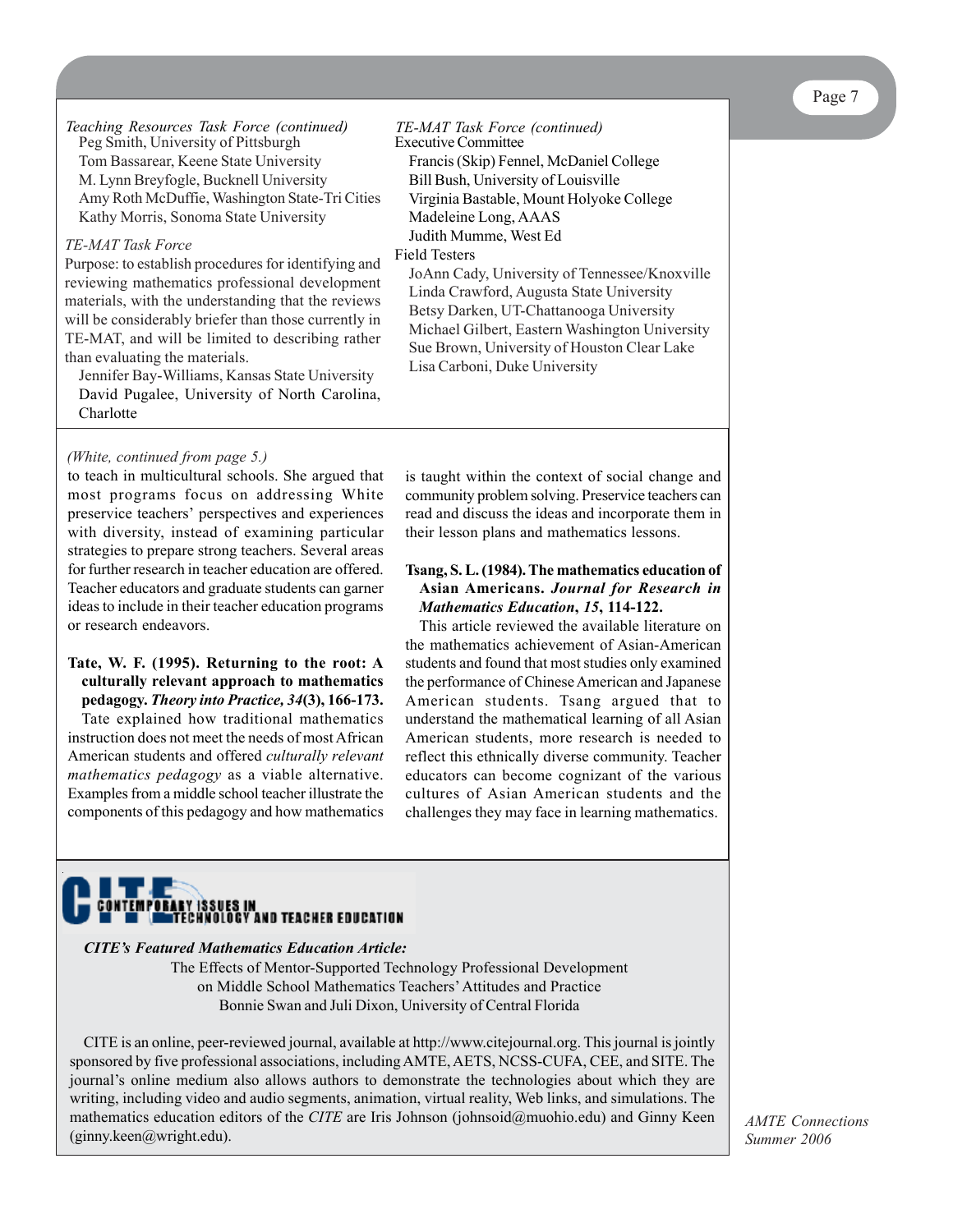*Teaching Resources Task Force (continued)*

Peg Smith, University of Pittsburgh
Tom Bassarear, Keene State University
M. Lynn Breyfogle, Bucknell University
Amy Roth McDuffie, Washington State-Tri Cities
Kathy Morris, Sonoma State University

*TE-MAT Task Force*

Purpose: to establish procedures for identifying and reviewing mathematics professional development materials, with the understanding that the reviews will be considerably briefer than those currently in TE-MAT, and will be limited to describing rather than evaluating the materials.

Jennifer Bay-Williams, Kansas State University
David Pugalee, University of North Carolina, Charlotte

*TE-MAT Task Force (continued)*

Executive Committee

Francis (Skip) Fennel, McDaniel College
Bill Bush, University of Louisville
Virginia Bastable, Mount Holyoke College
Madeleine Long, AAAS
Judith Mumme, West Ed

Field Testers

JoAnn Cady, University of Tennessee/Knoxville
Linda Crawford, Augusta State University
Betsy Darken, UT-Chattanooga University
Michael Gilbert, Eastern Washington University
Sue Brown, University of Houston Clear Lake
Lisa Carboni, Duke University

*(White, continued from page 5.)*

to teach in multicultural schools. She argued that most programs focus on addressing White preservice teachers' perspectives and experiences with diversity, instead of examining particular strategies to prepare strong teachers. Several areas for further research in teacher education are offered. Teacher educators and graduate students can garner ideas to include in their teacher education programs or research endeavors.

**Tate, W. F. (1995). Returning to the root: A culturally relevant approach to mathematics pedagogy. *Theory into Practice, 34*(3), 166-173.**

Tate explained how traditional mathematics instruction does not meet the needs of most African American students and offered *culturally relevant mathematics pedagogy* as a viable alternative. Examples from a middle school teacher illustrate the components of this pedagogy and how mathematics is taught within the context of social change and community problem solving. Preservice teachers can read and discuss the ideas and incorporate them in their lesson plans and mathematics lessons.

**Tsang, S. L. (1984). The mathematics education of Asian Americans. *Journal for Research in Mathematics Education*, *15*, 114-122.**

This article reviewed the available literature on the mathematics achievement of Asian-American students and found that most studies only examined the performance of Chinese American and Japanese American students. Tsang argued that to understand the mathematical learning of all Asian American students, more research is needed to reflect this ethnically diverse community. Teacher educators can become cognizant of the various cultures of Asian American students and the challenges they may face in learning mathematics.

**CITE — Contemporary Issues in Technology and Teacher Education**

***CITE's Featured Mathematics Education Article:***

The Effects of Mentor-Supported Technology Professional Development on Middle School Mathematics Teachers' Attitudes and Practice
Bonnie Swan and Juli Dixon, University of Central Florida

CITE is an online, peer-reviewed journal, available at http://www.citejournal.org. This journal is jointly sponsored by five professional associations, including AMTE, AETS, NCSS-CUFA, CEE, and SITE. The journal's online medium also allows authors to demonstrate the technologies about which they are writing, including video and audio segments, animation, virtual reality, Web links, and simulations. The mathematics education editors of the *CITE* are Iris Johnson (johnsoid@muohio.edu) and Ginny Keen (ginny.keen@wright.edu).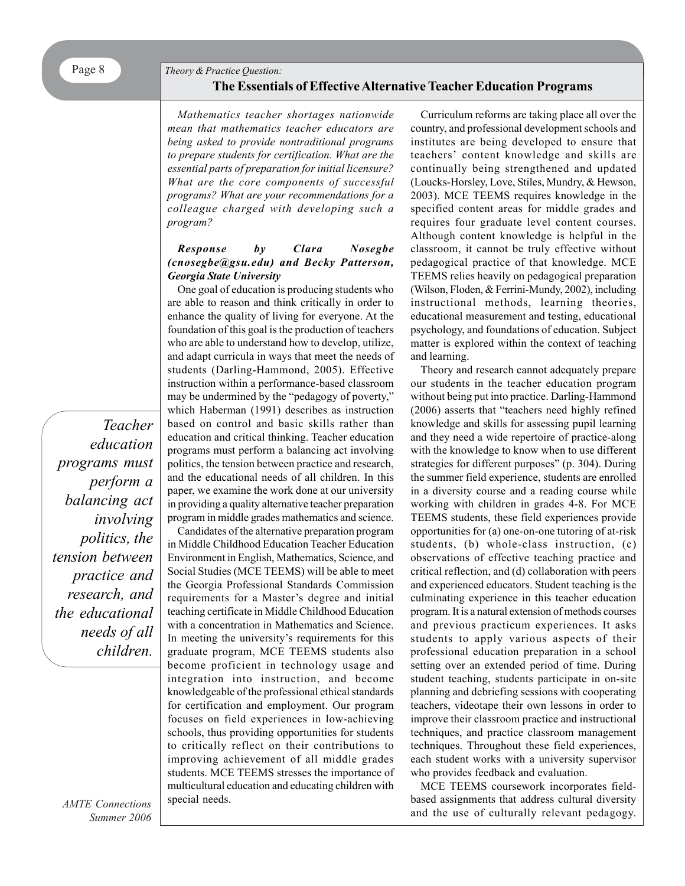*Theory & Practice Question:*

## The Essentials of Effective Alternative Teacher Education Programs

*Mathematics teacher shortages nationwide mean that mathematics teacher educators are being asked to provide nontraditional programs to prepare students for certification. What are the essential parts of preparation for initial licensure? What are the core components of successful programs? What are your recommendations for a colleague charged with developing such a program?*

***Response by Clara Nosegbe (cnosegbe@gsu.edu) and Becky Patterson, Georgia State University***

One goal of education is producing students who are able to reason and think critically in order to enhance the quality of living for everyone. At the foundation of this goal is the production of teachers who are able to understand how to develop, utilize, and adapt curricula in ways that meet the needs of students (Darling-Hammond, 2005). Effective instruction within a performance-based classroom may be undermined by the "pedagogy of poverty," which Haberman (1991) describes as instruction based on control and basic skills rather than education and critical thinking. Teacher education programs must perform a balancing act involving politics, the tension between practice and research, and the educational needs of all children. In this paper, we examine the work done at our university in providing a quality alternative teacher preparation program in middle grades mathematics and science.

> *Teacher education programs must perform a balancing act involving politics, the tension between practice and research, and the educational needs of all children.*

Candidates of the alternative preparation program in Middle Childhood Education Teacher Education Environment in English, Mathematics, Science, and Social Studies (MCE TEEMS) will be able to meet the Georgia Professional Standards Commission requirements for a Master's degree and initial teaching certificate in Middle Childhood Education with a concentration in Mathematics and Science. In meeting the university's requirements for this graduate program, MCE TEEMS students also become proficient in technology usage and integration into instruction, and become knowledgeable of the professional ethical standards for certification and employment. Our program focuses on field experiences in low-achieving schools, thus providing opportunities for students to critically reflect on their contributions to improving achievement of all middle grades students. MCE TEEMS stresses the importance of multicultural education and educating children with special needs.

Curriculum reforms are taking place all over the country, and professional development schools and institutes are being developed to ensure that teachers' content knowledge and skills are continually being strengthened and updated (Loucks-Horsley, Love, Stiles, Mundry, & Hewson, 2003). MCE TEEMS requires knowledge in the specified content areas for middle grades and requires four graduate level content courses. Although content knowledge is helpful in the classroom, it cannot be truly effective without pedagogical practice of that knowledge. MCE TEEMS relies heavily on pedagogical preparation (Wilson, Floden, & Ferrini-Mundy, 2002), including instructional methods, learning theories, educational measurement and testing, educational psychology, and foundations of education. Subject matter is explored within the context of teaching and learning.

Theory and research cannot adequately prepare our students in the teacher education program without being put into practice. Darling-Hammond (2006) asserts that "teachers need highly refined knowledge and skills for assessing pupil learning and they need a wide repertoire of practice-along with the knowledge to know when to use different strategies for different purposes" (p. 304). During the summer field experience, students are enrolled in a diversity course and a reading course while working with children in grades 4-8. For MCE TEEMS students, these field experiences provide opportunities for (a) one-on-one tutoring of at-risk students, (b) whole-class instruction, (c) observations of effective teaching practice and critical reflection, and (d) collaboration with peers and experienced educators. Student teaching is the culminating experience in this teacher education program. It is a natural extension of methods courses and previous practicum experiences. It asks students to apply various aspects of their professional education preparation in a school setting over an extended period of time. During student teaching, students participate in on-site planning and debriefing sessions with cooperating teachers, videotape their own lessons in order to improve their classroom practice and instructional techniques, and practice classroom management techniques. Throughout these field experiences, each student works with a university supervisor who provides feedback and evaluation.

MCE TEEMS coursework incorporates field-based assignments that address cultural diversity and the use of culturally relevant pedagogy.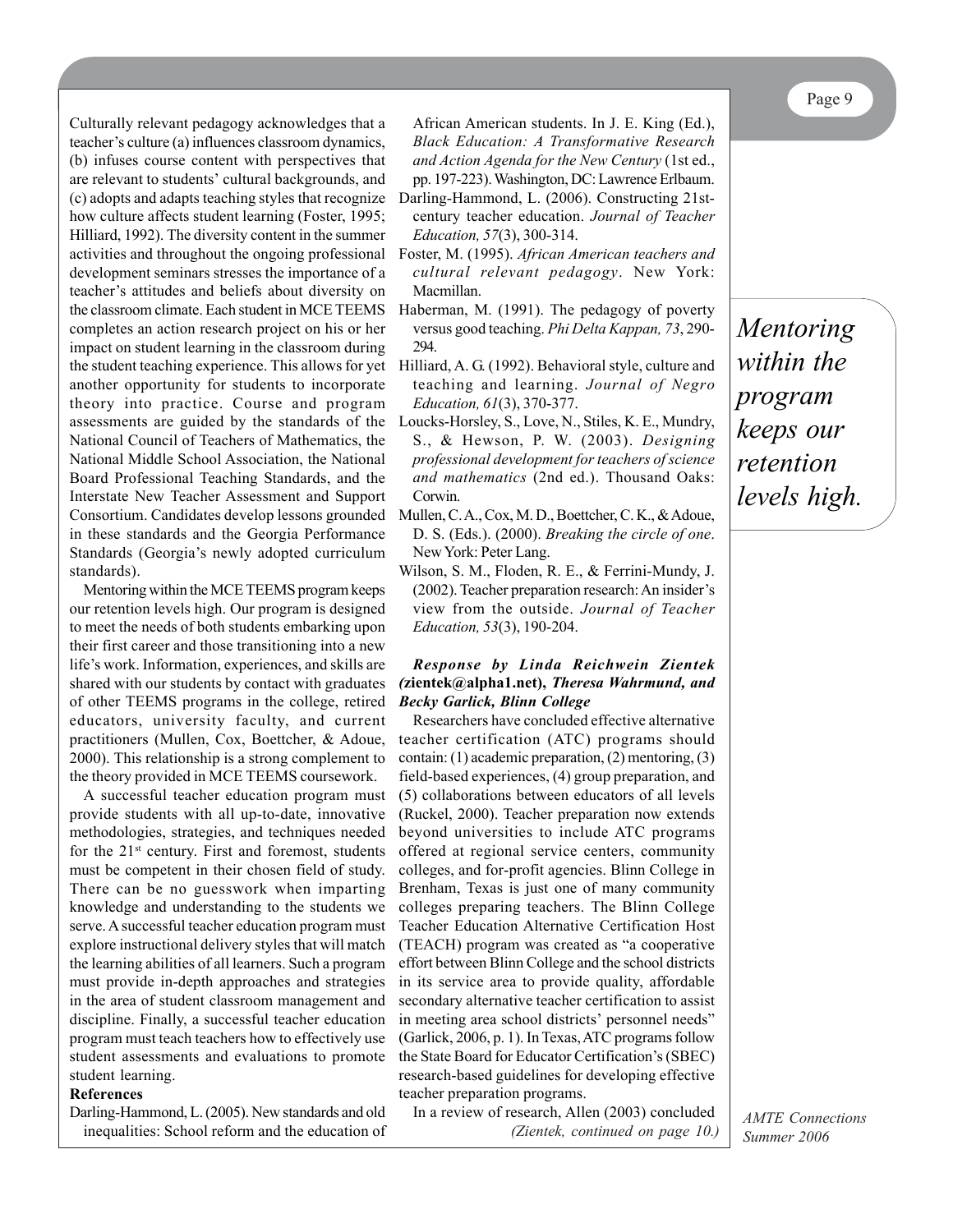Culturally relevant pedagogy acknowledges that a teacher's culture (a) influences classroom dynamics, (b) infuses course content with perspectives that are relevant to students' cultural backgrounds, and (c) adopts and adapts teaching styles that recognize how culture affects student learning (Foster, 1995; Hilliard, 1992). The diversity content in the summer activities and throughout the ongoing professional development seminars stresses the importance of a teacher's attitudes and beliefs about diversity on the classroom climate. Each student in MCE TEEMS completes an action research project on his or her impact on student learning in the classroom during the student teaching experience. This allows for yet another opportunity for students to incorporate theory into practice. Course and program assessments are guided by the standards of the National Council of Teachers of Mathematics, the National Middle School Association, the National Board Professional Teaching Standards, and the Interstate New Teacher Assessment and Support Consortium. Candidates develop lessons grounded in these standards and the Georgia Performance Standards (Georgia's newly adopted curriculum standards).

Mentoring within the MCE TEEMS program keeps our retention levels high. Our program is designed to meet the needs of both students embarking upon their first career and those transitioning into a new life's work. Information, experiences, and skills are shared with our students by contact with graduates of other TEEMS programs in the college, retired educators, university faculty, and current practitioners (Mullen, Cox, Boettcher, & Adoue, 2000). This relationship is a strong complement to the theory provided in MCE TEEMS coursework.

A successful teacher education program must provide students with all up-to-date, innovative methodologies, strategies, and techniques needed for the 21st century. First and foremost, students must be competent in their chosen field of study. There can be no guesswork when imparting knowledge and understanding to the students we serve. A successful teacher education program must explore instructional delivery styles that will match the learning abilities of all learners. Such a program must provide in-depth approaches and strategies in the area of student classroom management and discipline. Finally, a successful teacher education program must teach teachers how to effectively use student assessments and evaluations to promote student learning.

**References**

Darling-Hammond, L. (2005). New standards and old inequalities: School reform and the education of African American students. In J. E. King (Ed.), *Black Education: A Transformative Research and Action Agenda for the New Century* (1st ed., pp. 197-223). Washington, DC: Lawrence Erlbaum.

Darling-Hammond, L. (2006). Constructing 21st-century teacher education. *Journal of Teacher Education, 57*(3), 300-314.

Foster, M. (1995). *African American teachers and cultural relevant pedagogy*. New York: Macmillan.

Haberman, M. (1991). The pedagogy of poverty versus good teaching. *Phi Delta Kappan, 73*, 290-294.

Hilliard, A. G. (1992). Behavioral style, culture and teaching and learning. *Journal of Negro Education, 61*(3), 370-377.

Loucks-Horsley, S., Love, N., Stiles, K. E., Mundry, S., & Hewson, P. W. (2003). *Designing professional development for teachers of science and mathematics* (2nd ed.). Thousand Oaks: Corwin.

Mullen, C. A., Cox, M. D., Boettcher, C. K., & Adoue, D. S. (Eds.). (2000). *Breaking the circle of one*. New York: Peter Lang.

Wilson, S. M., Floden, R. E., & Ferrini-Mundy, J. (2002). Teacher preparation research: An insider's view from the outside. *Journal of Teacher Education, 53*(3), 190-204.

*Mentoring within the program keeps our retention levels high.*

***Response by Linda Reichwein Zientek (*zientek@alpha1.net*), Theresa Wahrmund, and Becky Garlick, Blinn College***

Researchers have concluded effective alternative teacher certification (ATC) programs should contain: (1) academic preparation, (2) mentoring, (3) field-based experiences, (4) group preparation, and (5) collaborations between educators of all levels (Ruckel, 2000). Teacher preparation now extends beyond universities to include ATC programs offered at regional service centers, community colleges, and for-profit agencies. Blinn College in Brenham, Texas is just one of many community colleges preparing teachers. The Blinn College Teacher Education Alternative Certification Host (TEACH) program was created as "a cooperative effort between Blinn College and the school districts in its service area to provide quality, affordable secondary alternative teacher certification to assist in meeting area school districts' personnel needs" (Garlick, 2006, p. 1). In Texas, ATC programs follow the State Board for Educator Certification's (SBEC) research-based guidelines for developing effective teacher preparation programs.

In a review of research, Allen (2003) concluded

*(Zientek, continued on page 10.)*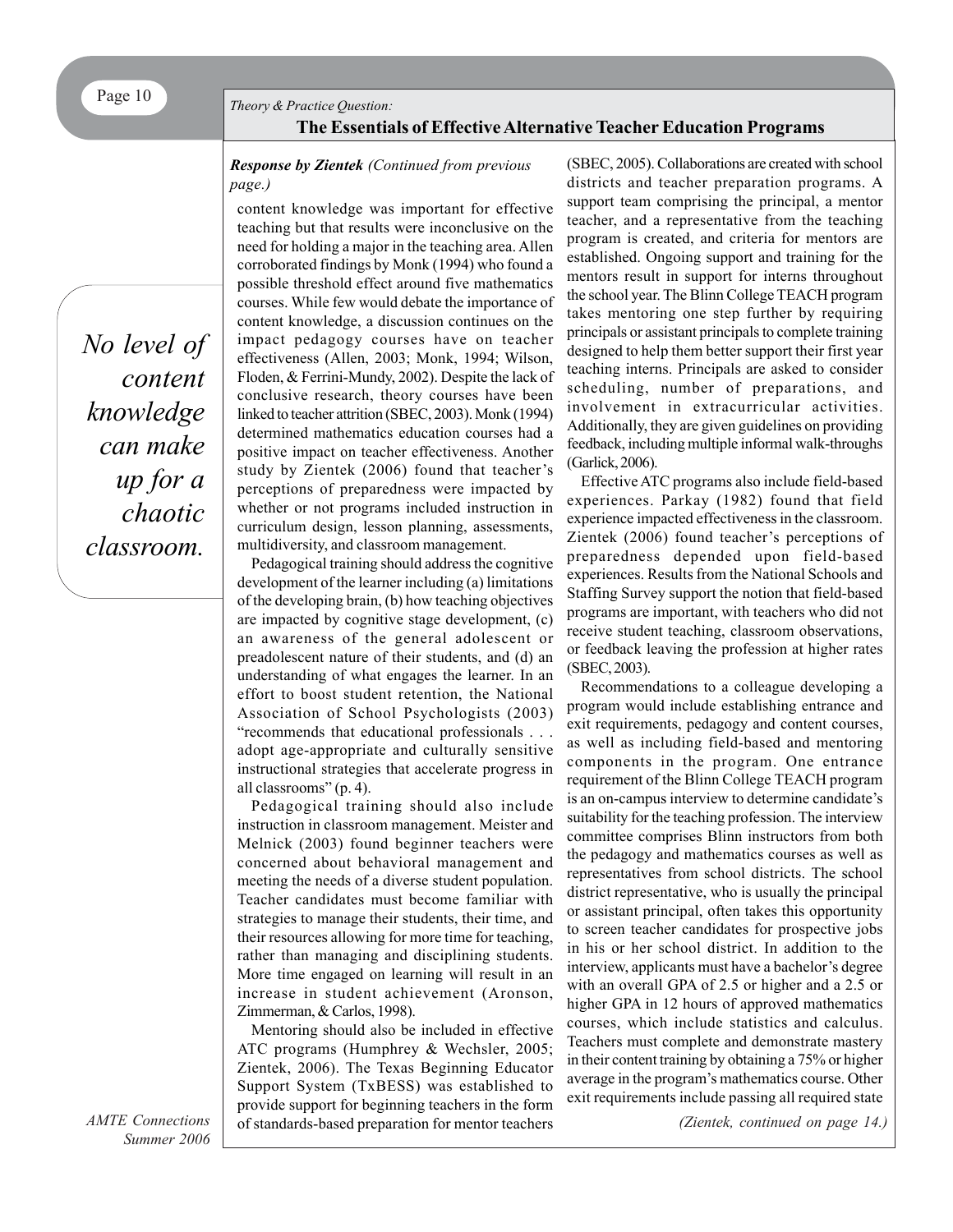*Theory & Practice Question:*

## The Essentials of Effective Alternative Teacher Education Programs

***Response by Zientek** (Continued from previous page.)*

content knowledge was important for effective teaching but that results were inconclusive on the need for holding a major in the teaching area. Allen corroborated findings by Monk (1994) who found a possible threshold effect around five mathematics courses. While few would debate the importance of content knowledge, a discussion continues on the impact pedagogy courses have on teacher effectiveness (Allen, 2003; Monk, 1994; Wilson, Floden, & Ferrini-Mundy, 2002). Despite the lack of conclusive research, theory courses have been linked to teacher attrition (SBEC, 2003). Monk (1994) determined mathematics education courses had a positive impact on teacher effectiveness. Another study by Zientek (2006) found that teacher's perceptions of preparedness were impacted by whether or not programs included instruction in curriculum design, lesson planning, assessments, multidiversity, and classroom management.

*No level of content knowledge can make up for a chaotic classroom.*

Pedagogical training should address the cognitive development of the learner including (a) limitations of the developing brain, (b) how teaching objectives are impacted by cognitive stage development, (c) an awareness of the general adolescent or preadolescent nature of their students, and (d) an understanding of what engages the learner. In an effort to boost student retention, the National Association of School Psychologists (2003) "recommends that educational professionals . . . adopt age-appropriate and culturally sensitive instructional strategies that accelerate progress in all classrooms" (p. 4).

Pedagogical training should also include instruction in classroom management. Meister and Melnick (2003) found beginner teachers were concerned about behavioral management and meeting the needs of a diverse student population. Teacher candidates must become familiar with strategies to manage their students, their time, and their resources allowing for more time for teaching, rather than managing and disciplining students. More time engaged on learning will result in an increase in student achievement (Aronson, Zimmerman, & Carlos, 1998).

Mentoring should also be included in effective ATC programs (Humphrey & Wechsler, 2005; Zientek, 2006). The Texas Beginning Educator Support System (TxBESS) was established to provide support for beginning teachers in the form of standards-based preparation for mentor teachers (SBEC, 2005). Collaborations are created with school districts and teacher preparation programs. A support team comprising the principal, a mentor teacher, and a representative from the teaching program is created, and criteria for mentors are established. Ongoing support and training for the mentors result in support for interns throughout the school year. The Blinn College TEACH program takes mentoring one step further by requiring principals or assistant principals to complete training designed to help them better support their first year teaching interns. Principals are asked to consider scheduling, number of preparations, and involvement in extracurricular activities. Additionally, they are given guidelines on providing feedback, including multiple informal walk-throughs (Garlick, 2006).

Effective ATC programs also include field-based experiences. Parkay (1982) found that field experience impacted effectiveness in the classroom. Zientek (2006) found teacher's perceptions of preparedness depended upon field-based experiences. Results from the National Schools and Staffing Survey support the notion that field-based programs are important, with teachers who did not receive student teaching, classroom observations, or feedback leaving the profession at higher rates (SBEC, 2003).

Recommendations to a colleague developing a program would include establishing entrance and exit requirements, pedagogy and content courses, as well as including field-based and mentoring components in the program. One entrance requirement of the Blinn College TEACH program is an on-campus interview to determine candidate's suitability for the teaching profession. The interview committee comprises Blinn instructors from both the pedagogy and mathematics courses as well as representatives from school districts. The school district representative, who is usually the principal or assistant principal, often takes this opportunity to screen teacher candidates for prospective jobs in his or her school district. In addition to the interview, applicants must have a bachelor's degree with an overall GPA of 2.5 or higher and a 2.5 or higher GPA in 12 hours of approved mathematics courses, which include statistics and calculus. Teachers must complete and demonstrate mastery in their content training by obtaining a 75% or higher average in the program's mathematics course. Other exit requirements include passing all required state

*(Zientek, continued on page 14.)*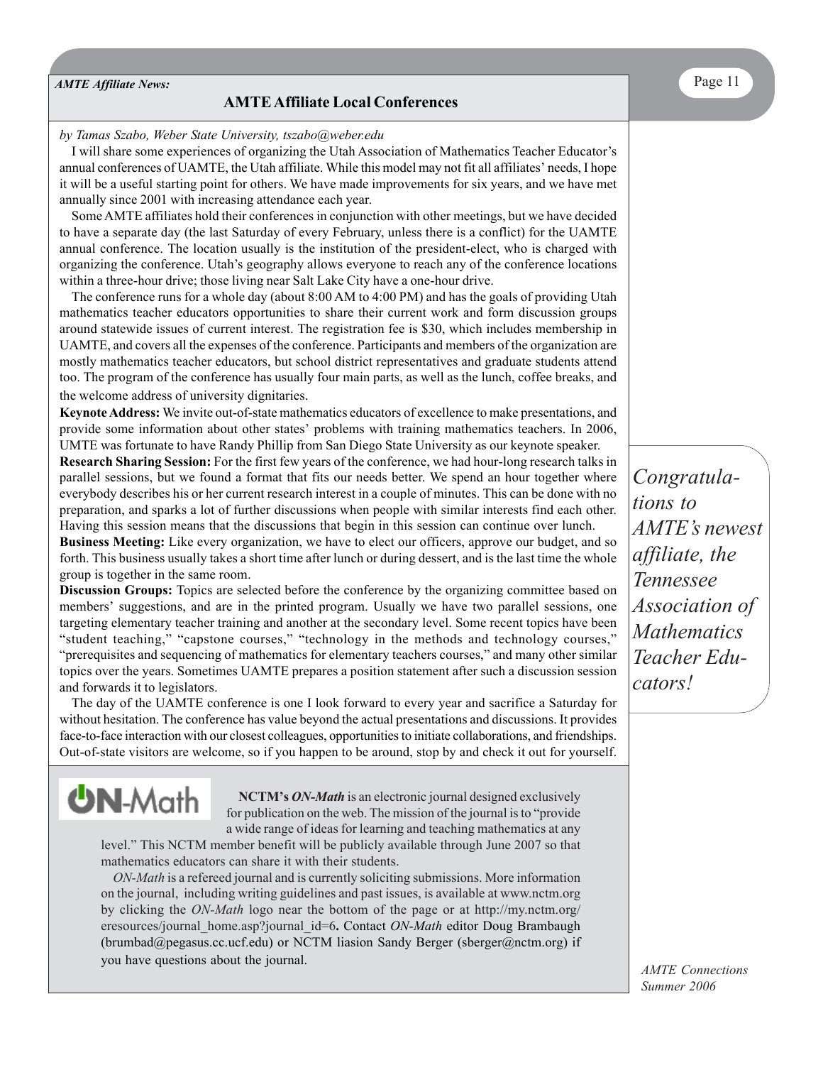*AMTE Affiliate News:*

## AMTE Affiliate Local Conferences

*by Tamas Szabo, Weber State University, tszabo@weber.edu*

I will share some experiences of organizing the Utah Association of Mathematics Teacher Educator's annual conferences of UAMTE, the Utah affiliate. While this model may not fit all affiliates' needs, I hope it will be a useful starting point for others. We have made improvements for six years, and we have met annually since 2001 with increasing attendance each year.

Some AMTE affiliates hold their conferences in conjunction with other meetings, but we have decided to have a separate day (the last Saturday of every February, unless there is a conflict) for the UAMTE annual conference. The location usually is the institution of the president-elect, who is charged with organizing the conference. Utah's geography allows everyone to reach any of the conference locations within a three-hour drive; those living near Salt Lake City have a one-hour drive.

The conference runs for a whole day (about 8:00 AM to 4:00 PM) and has the goals of providing Utah mathematics teacher educators opportunities to share their current work and form discussion groups around statewide issues of current interest. The registration fee is $30, which includes membership in UAMTE, and covers all the expenses of the conference. Participants and members of the organization are mostly mathematics teacher educators, but school district representatives and graduate students attend too. The program of the conference has usually four main parts, as well as the lunch, coffee breaks, and the welcome address of university dignitaries.

**Keynote Address:** We invite out-of-state mathematics educators of excellence to make presentations, and provide some information about other states' problems with training mathematics teachers. In 2006, UMTE was fortunate to have Randy Phillip from San Diego State University as our keynote speaker.

**Research Sharing Session:** For the first few years of the conference, we had hour-long research talks in parallel sessions, but we found a format that fits our needs better. We spend an hour together where everybody describes his or her current research interest in a couple of minutes. This can be done with no preparation, and sparks a lot of further discussions when people with similar interests find each other. Having this session means that the discussions that begin in this session can continue over lunch.

**Business Meeting:** Like every organization, we have to elect our officers, approve our budget, and so forth. This business usually takes a short time after lunch or during dessert, and is the last time the whole group is together in the same room.

**Discussion Groups:** Topics are selected before the conference by the organizing committee based on members' suggestions, and are in the printed program. Usually we have two parallel sessions, one targeting elementary teacher training and another at the secondary level. Some recent topics have been "student teaching," "capstone courses," "technology in the methods and technology courses," "prerequisites and sequencing of mathematics for elementary teachers courses," and many other similar topics over the years. Sometimes UAMTE prepares a position statement after such a discussion session and forwards it to legislators.

The day of the UAMTE conference is one I look forward to every year and sacrifice a Saturday for without hesitation. The conference has value beyond the actual presentations and discussions. It provides face-to-face interaction with our closest colleagues, opportunities to initiate collaborations, and friendships. Out-of-state visitors are welcome, so if you happen to be around, stop by and check it out for yourself.

*Congratulations to AMTE's newest affiliate, the Tennessee Association of Mathematics Teacher Educators!*

---

**ON-Math**

**NCTM's *ON-Math*** is an electronic journal designed exclusively for publication on the web. The mission of the journal is to "provide a wide range of ideas for learning and teaching mathematics at any level." This NCTM member benefit will be publicly available through June 2007 so that mathematics educators can share it with their students.

*ON-Math* is a refereed journal and is currently soliciting submissions. More information on the journal, including writing guidelines and past issues, is available at www.nctm.org by clicking the *ON-Math* logo near the bottom of the page or at http://my.nctm.org/eresources/journal_home.asp?journal_id=6**.** Contact *ON-Math* editor Doug Brambaugh (brumbad@pegasus.cc.ucf.edu) or NCTM liasion Sandy Berger (sberger@nctm.org) if you have questions about the journal.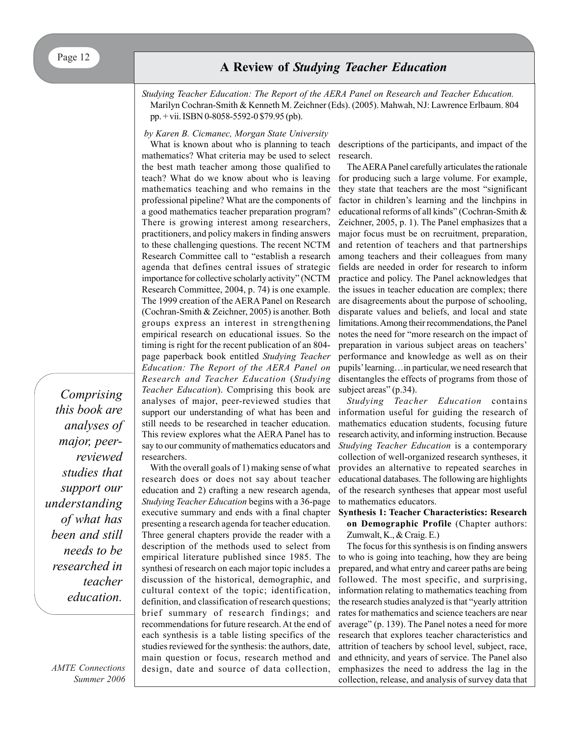# A Review of *Studying Teacher Education*

*Studying Teacher Education: The Report of the AERA Panel on Research and Teacher Education.* Marilyn Cochran-Smith & Kenneth M. Zeichner (Eds). (2005). Mahwah, NJ: Lawrence Erlbaum. 804 pp. + vii. ISBN 0-8058-5592-0 $79.95 (pb).

*by Karen B. Cicmanec, Morgan State University*

What is known about who is planning to teach mathematics? What criteria may be used to select the best math teacher among those qualified to teach? What do we know about who is leaving mathematics teaching and who remains in the professional pipeline? What are the components of a good mathematics teacher preparation program? There is growing interest among researchers, practitioners, and policy makers in finding answers to these challenging questions. The recent NCTM Research Committee call to "establish a research agenda that defines central issues of strategic importance for collective scholarly activity" (NCTM Research Committee, 2004, p. 74) is one example. The 1999 creation of the AERA Panel on Research (Cochran-Smith & Zeichner, 2005) is another. Both groups express an interest in strengthening empirical research on educational issues. So the timing is right for the recent publication of an 804-page paperback book entitled *Studying Teacher Education: The Report of the AERA Panel on Research and Teacher Education* (*Studying Teacher Education*). Comprising this book are analyses of major, peer-reviewed studies that support our understanding of what has been and still needs to be researched in teacher education. This review explores what the AERA Panel has to say to our community of mathematics educators and researchers.

*Comprising this book are analyses of major, peer-reviewed studies that support our understanding of what has been and still needs to be researched in teacher education.*

With the overall goals of 1) making sense of what research does or does not say about teacher education and 2) crafting a new research agenda, *Studying Teacher Education* begins with a 36-page executive summary and ends with a final chapter presenting a research agenda for teacher education. Three general chapters provide the reader with a description of the methods used to select from empirical literature published since 1985. The synthesi of research on each major topic includes a discussion of the historical, demographic, and cultural context of the topic; identification, definition, and classification of research questions; brief summary of research findings; and recommendations for future research. At the end of each synthesis is a table listing specifics of the studies reviewed for the synthesis: the authors, date, main question or focus, research method and design, date and source of data collection, descriptions of the participants, and impact of the research.

The AERA Panel carefully articulates the rationale for producing such a large volume. For example, they state that teachers are the most "significant factor in children's learning and the linchpins in educational reforms of all kinds" (Cochran-Smith & Zeichner, 2005, p. 1). The Panel emphasizes that a major focus must be on recruitment, preparation, and retention of teachers and that partnerships among teachers and their colleagues from many fields are needed in order for research to inform practice and policy. The Panel acknowledges that the issues in teacher education are complex; there are disagreements about the purpose of schooling, disparate values and beliefs, and local and state limitations. Among their recommendations, the Panel notes the need for "more research on the impact of preparation in various subject areas on teachers' performance and knowledge as well as on their pupils' learning…in particular, we need research that disentangles the effects of programs from those of subject areas" (p.34).

*Studying Teacher Education* contains information useful for guiding the research of mathematics education students, focusing future research activity, and informing instruction. Because *Studying Teacher Education* is a contemporary collection of well-organized research syntheses, it provides an alternative to repeated searches in educational databases. The following are highlights of the research syntheses that appear most useful to mathematics educators.

**Synthesis 1: Teacher Characteristics: Research on Demographic Profile** (Chapter authors: Zumwalt, K., & Craig. E.)

The focus for this synthesis is on finding answers to who is going into teaching, how they are being prepared, and what entry and career paths are being followed. The most specific, and surprising, information relating to mathematics teaching from the research studies analyzed is that "yearly attrition rates for mathematics and science teachers are near average" (p. 139). The Panel notes a need for more research that explores teacher characteristics and attrition of teachers by school level, subject, race, and ethnicity, and years of service. The Panel also emphasizes the need to address the lag in the collection, release, and analysis of survey data that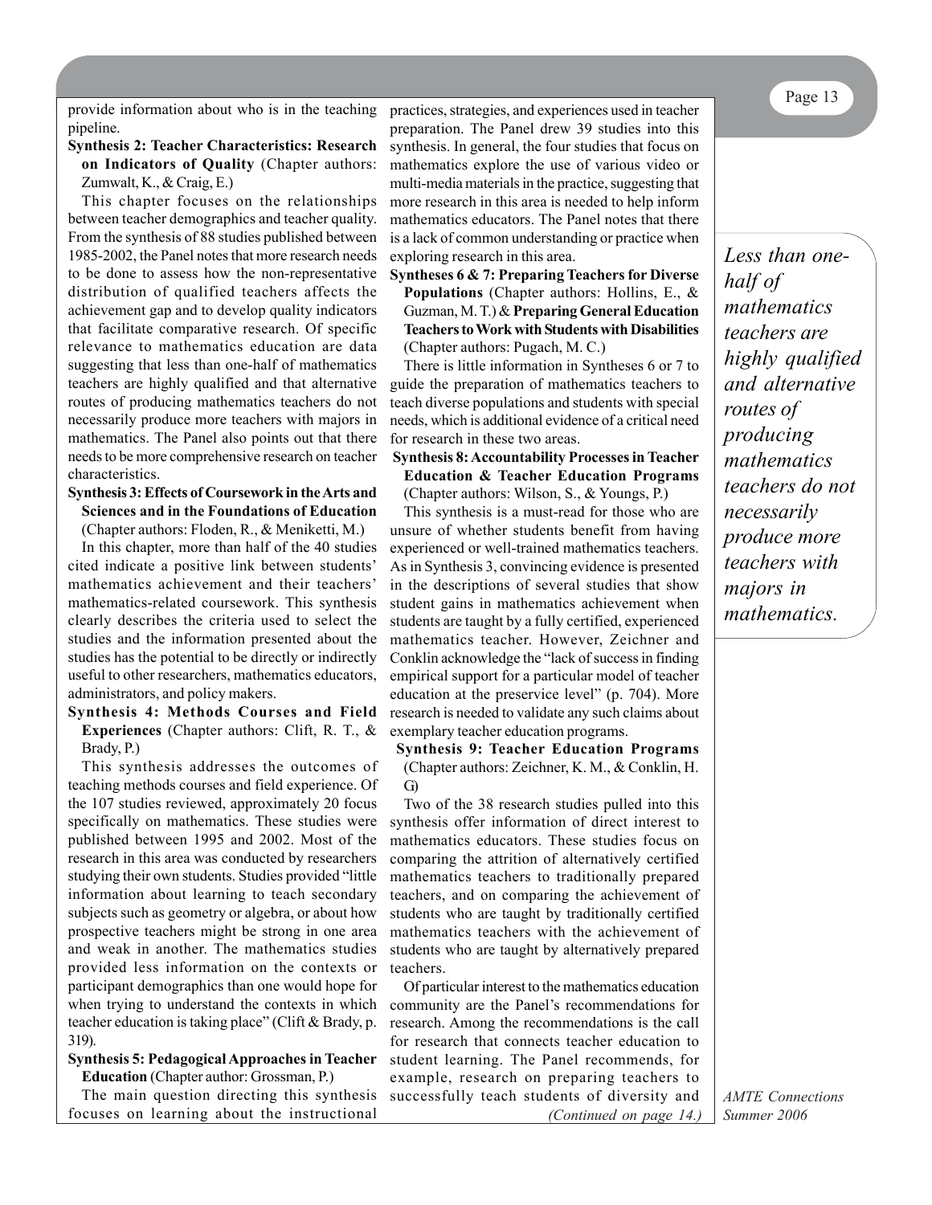provide information about who is in the teaching pipeline.

**Synthesis 2: Teacher Characteristics: Research on Indicators of Quality** (Chapter authors: Zumwalt, K., & Craig, E.)

This chapter focuses on the relationships between teacher demographics and teacher quality. From the synthesis of 88 studies published between 1985-2002, the Panel notes that more research needs to be done to assess how the non-representative distribution of qualified teachers affects the achievement gap and to develop quality indicators that facilitate comparative research. Of specific relevance to mathematics education are data suggesting that less than one-half of mathematics teachers are highly qualified and that alternative routes of producing mathematics teachers do not necessarily produce more teachers with majors in mathematics. The Panel also points out that there needs to be more comprehensive research on teacher characteristics.

**Synthesis 3: Effects of Coursework in the Arts and Sciences and in the Foundations of Education** (Chapter authors: Floden, R., & Meniketti, M.)

In this chapter, more than half of the 40 studies cited indicate a positive link between students' mathematics achievement and their teachers' mathematics-related coursework. This synthesis clearly describes the criteria used to select the studies and the information presented about the studies has the potential to be directly or indirectly useful to other researchers, mathematics educators, administrators, and policy makers.

**Synthesis 4: Methods Courses and Field Experiences** (Chapter authors: Clift, R. T., & Brady, P.)

This synthesis addresses the outcomes of teaching methods courses and field experience. Of the 107 studies reviewed, approximately 20 focus specifically on mathematics. These studies were published between 1995 and 2002. Most of the research in this area was conducted by researchers studying their own students. Studies provided "little information about learning to teach secondary subjects such as geometry or algebra, or about how prospective teachers might be strong in one area and weak in another. The mathematics studies provided less information on the contexts or participant demographics than one would hope for when trying to understand the contexts in which teacher education is taking place" (Clift & Brady, p. 319).

**Synthesis 5: Pedagogical Approaches in Teacher Education** (Chapter author: Grossman, P.)

The main question directing this synthesis focuses on learning about the instructional practices, strategies, and experiences used in teacher preparation. The Panel drew 39 studies into this synthesis. In general, the four studies that focus on mathematics explore the use of various video or multi-media materials in the practice, suggesting that more research in this area is needed to help inform mathematics educators. The Panel notes that there is a lack of common understanding or practice when exploring research in this area.

**Syntheses 6 & 7: Preparing Teachers for Diverse Populations** (Chapter authors: Hollins, E., & Guzman, M. T.) & **Preparing General Education Teachers to Work with Students with Disabilities** (Chapter authors: Pugach, M. C.)

There is little information in Syntheses 6 or 7 to guide the preparation of mathematics teachers to teach diverse populations and students with special needs, which is additional evidence of a critical need for research in these two areas.

**Synthesis 8: Accountability Processes in Teacher Education & Teacher Education Programs** (Chapter authors: Wilson, S., & Youngs, P.)

This synthesis is a must-read for those who are unsure of whether students benefit from having experienced or well-trained mathematics teachers. As in Synthesis 3, convincing evidence is presented in the descriptions of several studies that show student gains in mathematics achievement when students are taught by a fully certified, experienced mathematics teacher. However, Zeichner and Conklin acknowledge the "lack of success in finding empirical support for a particular model of teacher education at the preservice level" (p. 704). More research is needed to validate any such claims about exemplary teacher education programs.

**Synthesis 9: Teacher Education Programs** (Chapter authors: Zeichner, K. M., & Conklin, H. G.)

Two of the 38 research studies pulled into this synthesis offer information of direct interest to mathematics educators. These studies focus on comparing the attrition of alternatively certified mathematics teachers to traditionally prepared teachers, and on comparing the achievement of students who are taught by traditionally certified mathematics teachers with the achievement of students who are taught by alternatively prepared teachers.

Of particular interest to the mathematics education community are the Panel's recommendations for research. Among the recommendations is the call for research that connects teacher education to student learning. The Panel recommends, for example, research on preparing teachers to successfully teach students of diversity and

*(Continued on page 14.)*

> *Less than one-half of mathematics teachers are highly qualified and alternative routes of producing mathematics teachers do not necessarily produce more teachers with majors in mathematics.*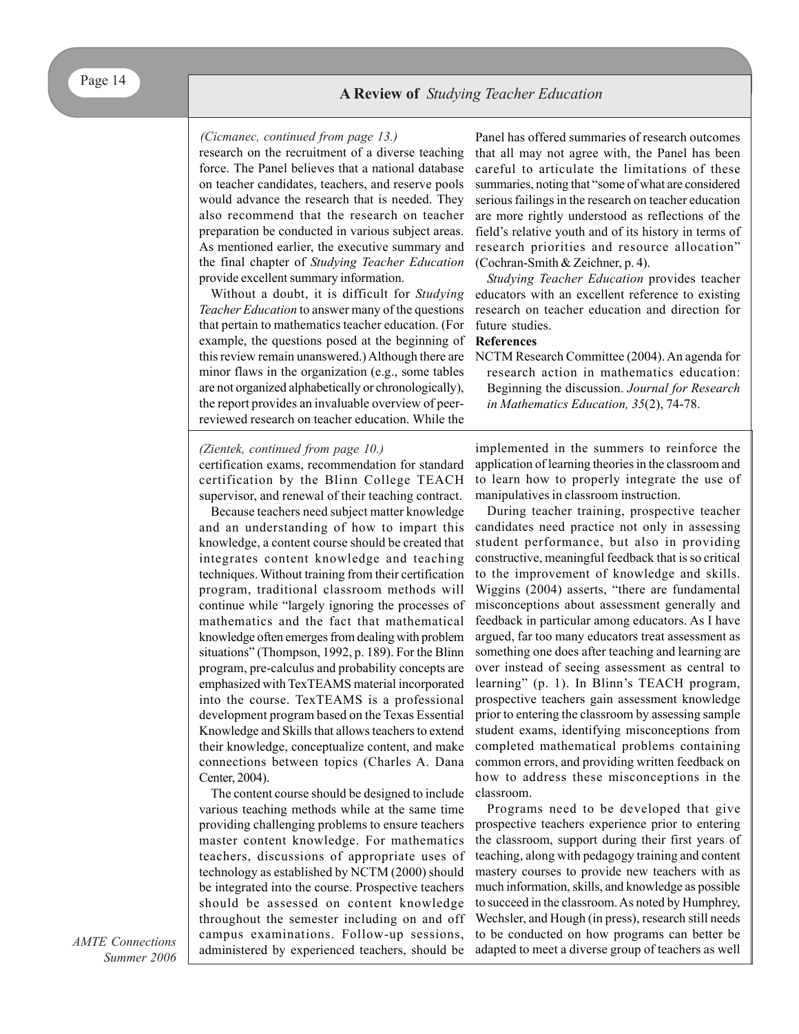## A Review of *Studying Teacher Education*

*(Cicmanec, continued from page 13.)*

research on the recruitment of a diverse teaching force. The Panel believes that a national database on teacher candidates, teachers, and reserve pools would advance the research that is needed. They also recommend that the research on teacher preparation be conducted in various subject areas. As mentioned earlier, the executive summary and the final chapter of *Studying Teacher Education* provide excellent summary information.

Without a doubt, it is difficult for *Studying Teacher Education* to answer many of the questions that pertain to mathematics teacher education. (For example, the questions posed at the beginning of this review remain unanswered.) Although there are minor flaws in the organization (e.g., some tables are not organized alphabetically or chronologically), the report provides an invaluable overview of peer-reviewed research on teacher education. While the Panel has offered summaries of research outcomes that all may not agree with, the Panel has been careful to articulate the limitations of these summaries, noting that "some of what are considered serious failings in the research on teacher education are more rightly understood as reflections of the field's relative youth and of its history in terms of research priorities and resource allocation" (Cochran-Smith & Zeichner, p. 4).

*Studying Teacher Education* provides teacher educators with an excellent reference to existing research on teacher education and direction for future studies.

**References**

NCTM Research Committee (2004). An agenda for research action in mathematics education: Beginning the discussion. *Journal for Research in Mathematics Education, 35*(2), 74-78.

*(Zientek, continued from page 10.)*

certification exams, recommendation for standard certification by the Blinn College TEACH supervisor, and renewal of their teaching contract.

Because teachers need subject matter knowledge and an understanding of how to impart this knowledge, a content course should be created that integrates content knowledge and teaching techniques. Without training from their certification program, traditional classroom methods will continue while "largely ignoring the processes of mathematics and the fact that mathematical knowledge often emerges from dealing with problem situations" (Thompson, 1992, p. 189). For the Blinn program, pre-calculus and probability concepts are emphasized with TexTEAMS material incorporated into the course. TexTEAMS is a professional development program based on the Texas Essential Knowledge and Skills that allows teachers to extend their knowledge, conceptualize content, and make connections between topics (Charles A. Dana Center, 2004).

The content course should be designed to include various teaching methods while at the same time providing challenging problems to ensure teachers master content knowledge. For mathematics teachers, discussions of appropriate uses of technology as established by NCTM (2000) should be integrated into the course. Prospective teachers should be assessed on content knowledge throughout the semester including on and off campus examinations. Follow-up sessions, administered by experienced teachers, should be implemented in the summers to reinforce the application of learning theories in the classroom and to learn how to properly integrate the use of manipulatives in classroom instruction.

During teacher training, prospective teacher candidates need practice not only in assessing student performance, but also in providing constructive, meaningful feedback that is so critical to the improvement of knowledge and skills. Wiggins (2004) asserts, "there are fundamental misconceptions about assessment generally and feedback in particular among educators. As I have argued, far too many educators treat assessment as something one does after teaching and learning are over instead of seeing assessment as central to learning" (p. 1). In Blinn's TEACH program, prospective teachers gain assessment knowledge prior to entering the classroom by assessing sample student exams, identifying misconceptions from completed mathematical problems containing common errors, and providing written feedback on how to address these misconceptions in the classroom.

Programs need to be developed that give prospective teachers experience prior to entering the classroom, support during their first years of teaching, along with pedagogy training and content mastery courses to provide new teachers with as much information, skills, and knowledge as possible to succeed in the classroom. As noted by Humphrey, Wechsler, and Hough (in press), research still needs to be conducted on how programs can better be adapted to meet a diverse group of teachers as well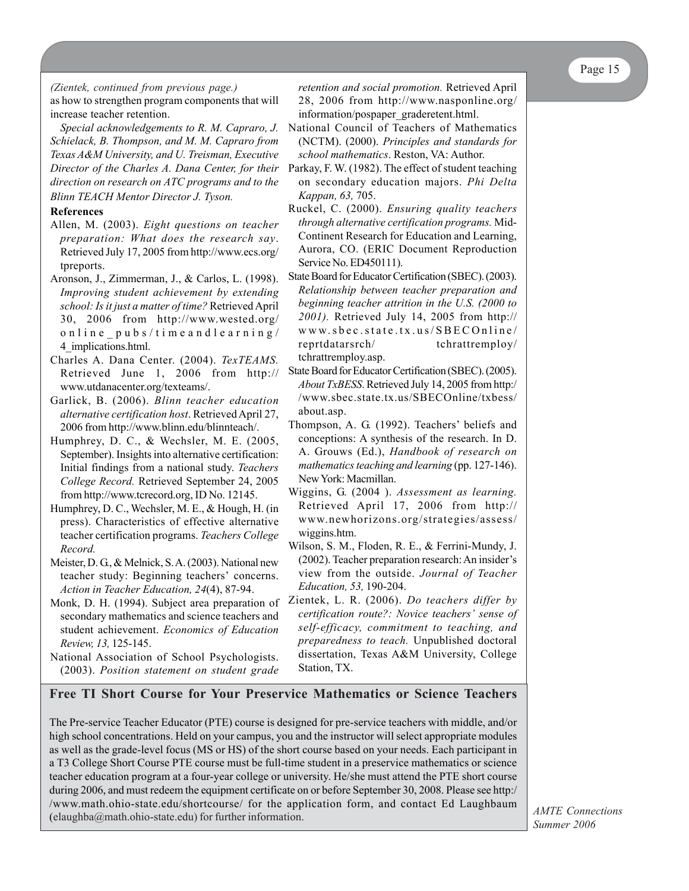*(Zientek, continued from previous page.)*

as how to strengthen program components that will increase teacher retention.

*Special acknowledgements to R. M. Capraro, J. Schielack, B. Thompson, and M. M. Capraro from Texas A&M University, and U. Treisman, Executive Director of the Charles A. Dana Center, for their direction on research on ATC programs and to the Blinn TEACH Mentor Director J. Tyson.*

**References**

Allen, M. (2003). *Eight questions on teacher preparation: What does the research say*. Retrieved July 17, 2005 from http://www.ecs.org/tpreports.

Aronson, J., Zimmerman, J., & Carlos, L. (1998). *Improving student achievement by extending school: Is it just a matter of time?* Retrieved April 30, 2006 from http://www.wested.org/online_pubs/timeandlearning/4_implications.html.

Charles A. Dana Center. (2004). *TexTEAMS.* Retrieved June 1, 2006 from http://www.utdanacenter.org/texteams/.

Garlick, B. (2006). *Blinn teacher education alternative certification host*. Retrieved April 27, 2006 from http://www.blinn.edu/blinnteach/.

Humphrey, D. C., & Wechsler, M. E. (2005, September). Insights into alternative certification: Initial findings from a national study. *Teachers College Record.* Retrieved September 24, 2005 from http://www.tcrecord.org, ID No. 12145.

Humphrey, D. C., Wechsler, M. E., & Hough, H. (in press). Characteristics of effective alternative teacher certification programs. *Teachers College Record.*

Meister, D. G., & Melnick, S. A. (2003). National new teacher study: Beginning teachers' concerns. *Action in Teacher Education, 24*(4), 87-94.

Monk, D. H. (1994). Subject area preparation of secondary mathematics and science teachers and student achievement. *Economics of Education Review, 13,* 125-145.

National Association of School Psychologists. (2003). *Position statement on student grade retention and social promotion.* Retrieved April 28, 2006 from http://www.nasponline.org/information/pospaper_graderetent.html.

National Council of Teachers of Mathematics (NCTM). (2000). *Principles and standards for school mathematics*. Reston, VA: Author.

Parkay, F. W. (1982). The effect of student teaching on secondary education majors. *Phi Delta Kappan, 63,* 705.

Ruckel, C. (2000). *Ensuring quality teachers through alternative certification programs.* Mid-Continent Research for Education and Learning, Aurora, CO. (ERIC Document Reproduction Service No. ED450111).

State Board for Educator Certification (SBEC). (2003). *Relationship between teacher preparation and beginning teacher attrition in the U.S. (2000 to 2001).* Retrieved July 14, 2005 from http://www.sbec.state.tx.us/SBECOnline/reprtdatarsrch/tchrattremploy/tchrattremploy.asp.

State Board for Educator Certification (SBEC). (2005). *About TxBESS*. Retrieved July 14, 2005 from http://www.sbec.state.tx.us/SBECOnline/txbess/about.asp.

Thompson, A. G. (1992). Teachers' beliefs and conceptions: A synthesis of the research. In D. A. Grouws (Ed.), *Handbook of research on mathematics teaching and learning* (pp. 127-146). New York: Macmillan.

Wiggins, G. (2004 ). *Assessment as learning.* Retrieved April 17, 2006 from http://www.newhorizons.org/strategies/assess/wiggins.htm.

Wilson, S. M., Floden, R. E., & Ferrini-Mundy, J. (2002). Teacher preparation research: An insider's view from the outside. *Journal of Teacher Education, 53,* 190-204.

Zientek, L. R. (2006). *Do teachers differ by certification route?: Novice teachers' sense of self-efficacy, commitment to teaching, and preparedness to teach.* Unpublished doctoral dissertation, Texas A&M University, College Station, TX.

## Free TI Short Course for Your Preservice Mathematics or Science Teachers

The Pre-service Teacher Educator (PTE) course is designed for pre-service teachers with middle, and/or high school concentrations. Held on your campus, you and the instructor will select appropriate modules as well as the grade-level focus (MS or HS) of the short course based on your needs. Each participant in a T3 College Short Course PTE course must be full-time student in a preservice mathematics or science teacher education program at a four-year college or university. He/she must attend the PTE short course during 2006, and must redeem the equipment certificate on or before September 30, 2008. Please see http://www.math.ohio-state.edu/shortcourse/ for the application form, and contact Ed Laughbaum (elaughba@math.ohio-state.edu) for further information.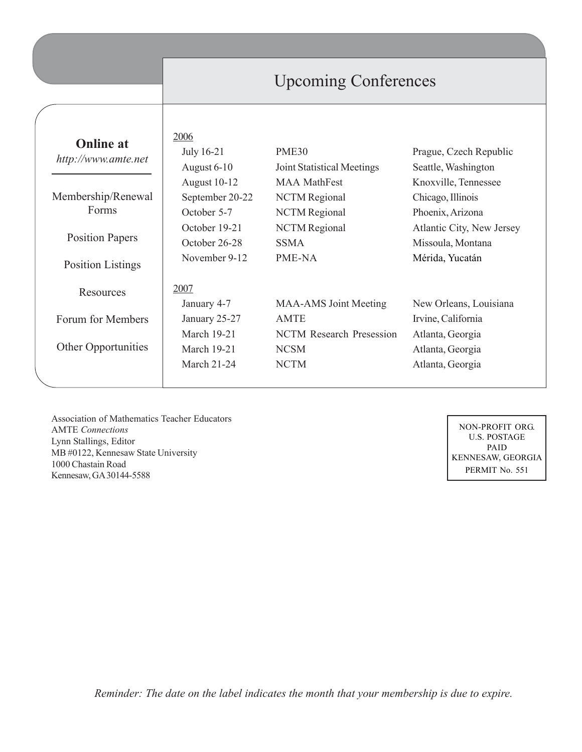# Upcoming Conferences

**Online at**
*http://www.amte.net*

Membership/Renewal Forms

Position Papers

Position Listings

Resources

Forum for Members

Other Opportunities

2006

| | | |
|---|---|---|
| July 16-21 | PME30 | Prague, Czech Republic |
| August 6-10 | Joint Statistical Meetings | Seattle, Washington |
| August 10-12 | MAA MathFest | Knoxville, Tennessee |
| September 20-22 | NCTM Regional | Chicago, Illinois |
| October 5-7 | NCTM Regional | Phoenix, Arizona |
| October 19-21 | NCTM Regional | Atlantic City, New Jersey |
| October 26-28 | SSMA | Missoula, Montana |
| November 9-12 | PME-NA | Mérida, Yucatán |

2007

| | | |
|---|---|---|
| January 4-7 | MAA-AMS Joint Meeting | New Orleans, Louisiana |
| January 25-27 | AMTE | Irvine, California |
| March 19-21 | NCTM Research Presession | Atlanta, Georgia |
| March 19-21 | NCSM | Atlanta, Georgia |
| March 21-24 | NCTM | Atlanta, Georgia |

Association of Mathematics Teacher Educators
AMTE *Connections*
Lynn Stallings, Editor
MB #0122, Kennesaw State University
1000 Chastain Road
Kennesaw, GA 30144-5588

NON-PROFIT ORG.
U.S. POSTAGE
PAID
KENNESAW, GEORGIA
PERMIT No. 551

*Reminder: The date on the label indicates the month that your membership is due to expire.*